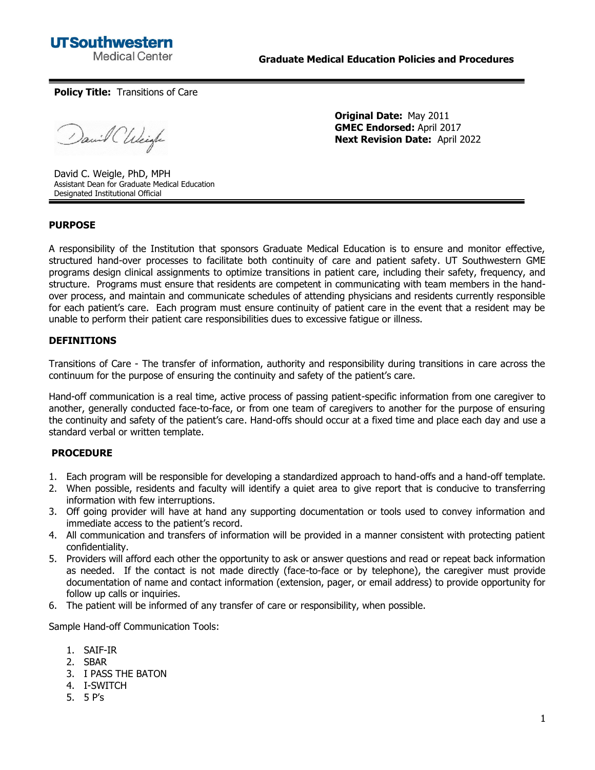UTSouthwestern Medical Center

**Graduate Medical Education Policies and Procedures**

**Policy Title:** Transitions of Care

David C. Weigle, PhD, MPH
Assistant Dean for Graduate Medical Education
Designated Institutional Official

**Original Date:** May 2011
**GMEC Endorsed:** April 2017
**Next Revision Date:** April 2022

## PURPOSE

A responsibility of the Institution that sponsors Graduate Medical Education is to ensure and monitor effective, structured hand-over processes to facilitate both continuity of care and patient safety. UT Southwestern GME programs design clinical assignments to optimize transitions in patient care, including their safety, frequency, and structure. Programs must ensure that residents are competent in communicating with team members in the hand-over process, and maintain and communicate schedules of attending physicians and residents currently responsible for each patient's care. Each program must ensure continuity of patient care in the event that a resident may be unable to perform their patient care responsibilities dues to excessive fatigue or illness.

## DEFINITIONS

Transitions of Care - The transfer of information, authority and responsibility during transitions in care across the continuum for the purpose of ensuring the continuity and safety of the patient's care.

Hand-off communication is a real time, active process of passing patient-specific information from one caregiver to another, generally conducted face-to-face, or from one team of caregivers to another for the purpose of ensuring the continuity and safety of the patient's care. Hand-offs should occur at a fixed time and place each day and use a standard verbal or written template.

## PROCEDURE

1. Each program will be responsible for developing a standardized approach to hand-offs and a hand-off template.
2. When possible, residents and faculty will identify a quiet area to give report that is conducive to transferring information with few interruptions.
3. Off going provider will have at hand any supporting documentation or tools used to convey information and immediate access to the patient's record.
4. All communication and transfers of information will be provided in a manner consistent with protecting patient confidentiality.
5. Providers will afford each other the opportunity to ask or answer questions and read or repeat back information as needed. If the contact is not made directly (face-to-face or by telephone), the caregiver must provide documentation of name and contact information (extension, pager, or email address) to provide opportunity for follow up calls or inquiries.
6. The patient will be informed of any transfer of care or responsibility, when possible.

Sample Hand-off Communication Tools:

1. SAIF-IR
2. SBAR
3. I PASS THE BATON
4. I-SWITCH
5. 5 P's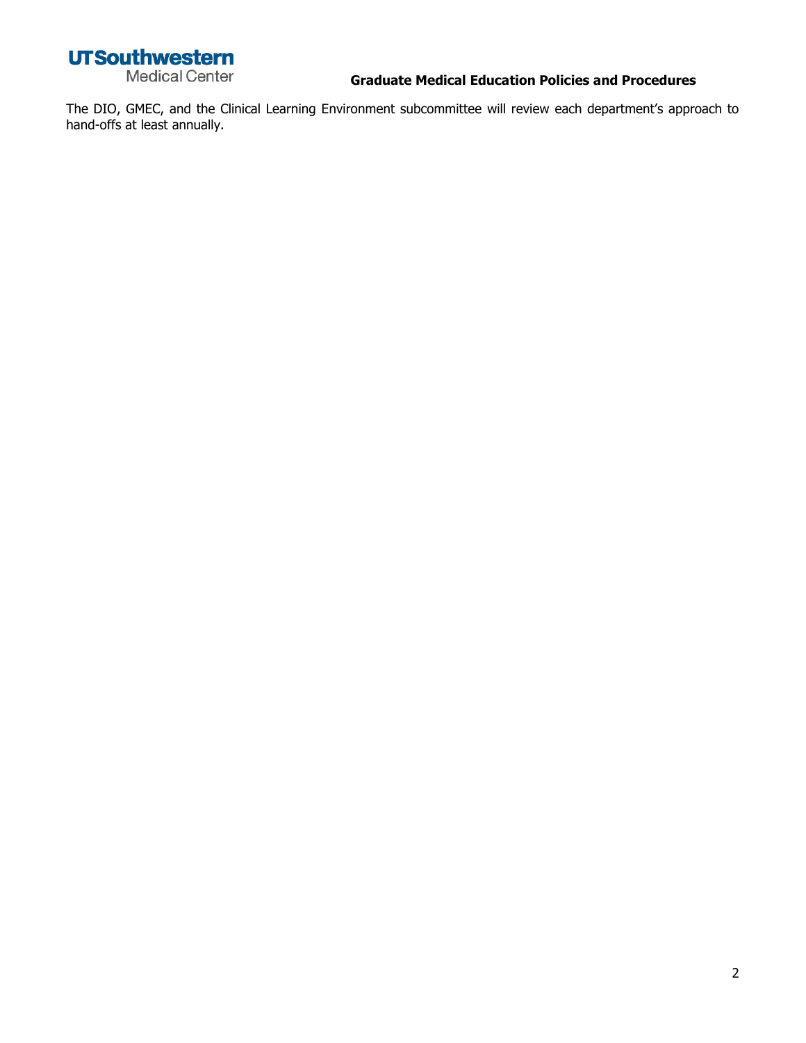The DIO, GMEC, and the Clinical Learning Environment subcommittee will review each department's approach to hand-offs at least annually.